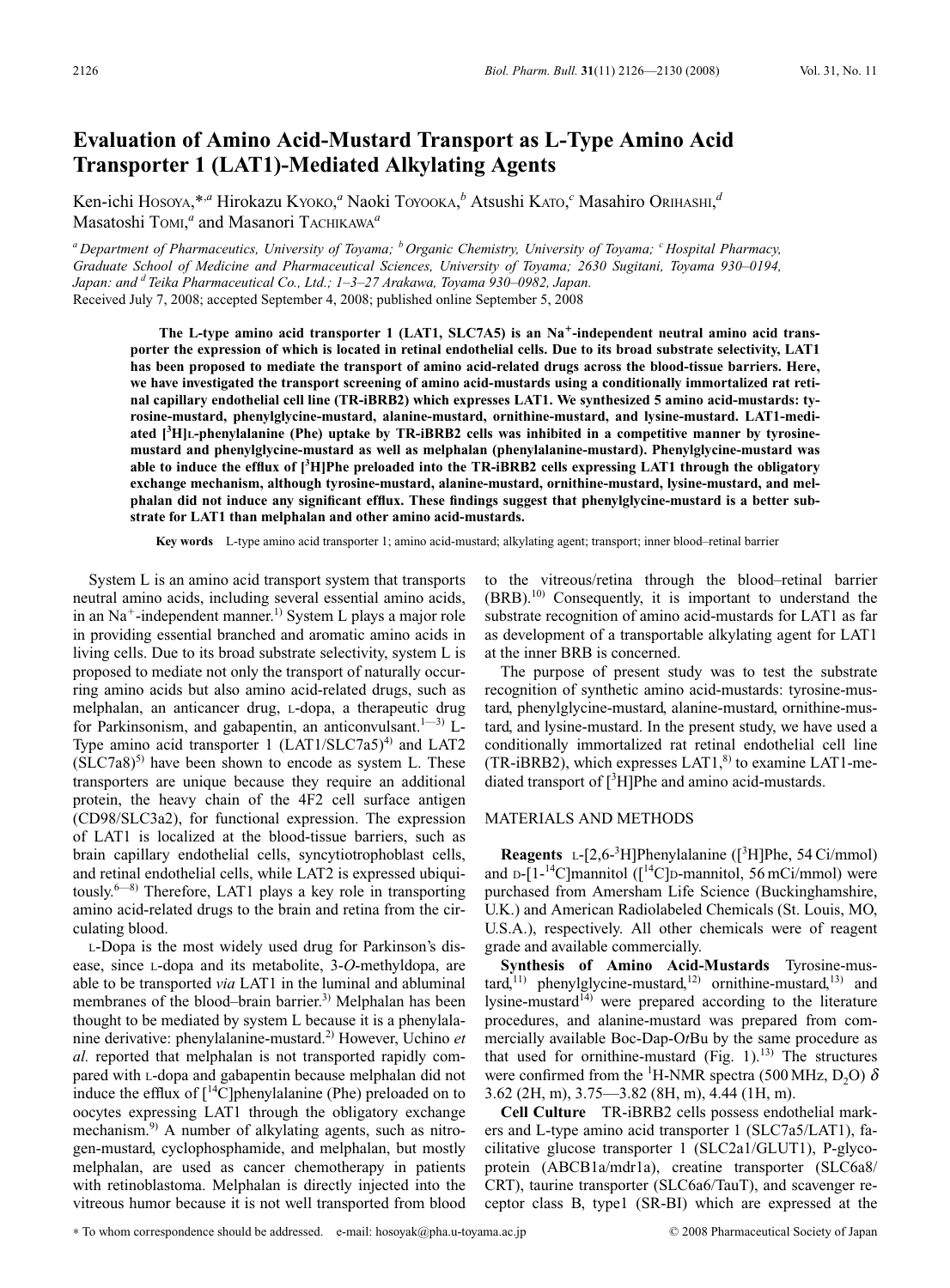# Evaluation of Amino Acid-Mustard Transport as L-Type Amino Acid Transporter 1 (LAT1)-Mediated Alkylating Agents

Ken-ichi HOSOYA,*,[a] Hirokazu KYOKO,[a] Naoki TOYOOKA,[b] Atsushi KATO,[c] Masahiro ORIHASHI,[d] Masatoshi TOMI,[a] and Masanori TACHIKAWA[a]

[a] *Department of Pharmaceutics, University of Toyama;* [b] *Organic Chemistry, University of Toyama;* [c] *Hospital Pharmacy, Graduate School of Medicine and Pharmaceutical Sciences, University of Toyama; 2630 Sugitani, Toyama 930–0194, Japan: and* [d] *Teika Pharmaceutical Co., Ltd.; 1–3–27 Arakawa, Toyama 930–0982, Japan.*

Received July 7, 2008; accepted September 4, 2008; published online September 5, 2008

**The L-type amino acid transporter 1 (LAT1, SLC7A5) is an $Na^+$-independent neutral amino acid transporter the expression of which is located in retinal endothelial cells. Due to its broad substrate selectivity, LAT1 has been proposed to mediate the transport of amino acid-related drugs across the blood-tissue barriers. Here, we have investigated the transport screening of amino acid-mustards using a conditionally immortalized rat retinal capillary endothelial cell line (TR-iBRB2) which expresses LAT1. We synthesized 5 amino acid-mustards: tyrosine-mustard, phenylglycine-mustard, alanine-mustard, ornithine-mustard, and lysine-mustard. LAT1-mediated [$^3$H]L-phenylalanine (Phe) uptake by TR-iBRB2 cells was inhibited in a competitive manner by tyrosine-mustard and phenylglycine-mustard as well as melphalan (phenylalanine-mustard). Phenylglycine-mustard was able to induce the efflux of [$^3$H]Phe preloaded into the TR-iBRB2 cells expressing LAT1 through the obligatory exchange mechanism, although tyrosine-mustard, alanine-mustard, ornithine-mustard, lysine-mustard, and melphalan did not induce any significant efflux. These findings suggest that phenylglycine-mustard is a better substrate for LAT1 than melphalan and other amino acid-mustards.**

**Key words** L-type amino acid transporter 1; amino acid-mustard; alkylating agent; transport; inner blood–retinal barrier

System L is an amino acid transport system that transports neutral amino acids, including several essential amino acids, in an $Na^+$-independent manner.[1] System L plays a major role in providing essential branched and aromatic amino acids in living cells. Due to its broad substrate selectivity, system L is proposed to mediate not only the transport of naturally occurring amino acids but also amino acid-related drugs, such as melphalan, an anticancer drug, L-dopa, a therapeutic drug for Parkinsonism, and gabapentin, an anticonvulsant.[1—3] L-Type amino acid transporter 1 (LAT1/SLC7a5)[4] and LAT2 (SLC7a8)[5] have been shown to encode as system L. These transporters are unique because they require an additional protein, the heavy chain of the 4F2 cell surface antigen (CD98/SLC3a2), for functional expression. The expression of LAT1 is localized at the blood-tissue barriers, such as brain capillary endothelial cells, syncytiotrophoblast cells, and retinal endothelial cells, while LAT2 is expressed ubiquitously.[6—8] Therefore, LAT1 plays a key role in transporting amino acid-related drugs to the brain and retina from the circulating blood.

L-Dopa is the most widely used drug for Parkinson's disease, since L-dopa and its metabolite, 3-*O*-methyldopa, are able to be transported *via* LAT1 in the luminal and abluminal membranes of the blood–brain barrier.[3] Melphalan has been thought to be mediated by system L because it is a phenylalanine derivative: phenylalanine-mustard.[2] However, Uchino *et al.* reported that melphalan is not transported rapidly compared with L-dopa and gabapentin because melphalan did not induce the efflux of [$^{14}$C]phenylalanine (Phe) preloaded on to oocytes expressing LAT1 through the obligatory exchange mechanism.[9] A number of alkylating agents, such as nitrogen-mustard, cyclophosphamide, and melphalan, but mostly melphalan, are used as cancer chemotherapy in patients with retinoblastoma. Melphalan is directly injected into the vitreous humor because it is not well transported from blood to the vitreous/retina through the blood–retinal barrier (BRB).[10] Consequently, it is important to understand the substrate recognition of amino acid-mustards for LAT1 as far as development of a transportable alkylating agent for LAT1 at the inner BRB is concerned.

The purpose of present study was to test the substrate recognition of synthetic amino acid-mustards: tyrosine-mustard, phenylglycine-mustard, alanine-mustard, ornithine-mustard, and lysine-mustard. In the present study, we have used a conditionally immortalized rat retinal endothelial cell line (TR-iBRB2), which expresses LAT1,[8] to examine LAT1-mediated transport of [$^3$H]Phe and amino acid-mustards.

## MATERIALS AND METHODS

**Reagents** L-[2,6-$^3$H]Phenylalanine ([$^3$H]Phe, 54 Ci/mmol) and D-[1-$^{14}$C]mannitol ([$^{14}$C]D-mannitol, 56 mCi/mmol) were purchased from Amersham Life Science (Buckinghamshire, U.K.) and American Radiolabeled Chemicals (St. Louis, MO, U.S.A.), respectively. All other chemicals were of reagent grade and available commercially.

**Synthesis of Amino Acid-Mustards** Tyrosine-mustard,[11] phenylglycine-mustard,[12] ornithine-mustard,[13] and lysine-mustard[14] were prepared according to the literature procedures, and alanine-mustard was prepared from commercially available Boc-Dap-O*t*Bu by the same procedure as that used for ornithine-mustard (Fig. 1).[13] The structures were confirmed from the $^1$H-NMR spectra (500 MHz, $D_2O$) $\delta$ 3.62 (2H, m), 3.75—3.82 (8H, m), 4.44 (1H, m).

**Cell Culture** TR-iBRB2 cells possess endothelial markers and L-type amino acid transporter 1 (SLC7a5/LAT1), facilitative glucose transporter 1 (SLC2a1/GLUT1), P-glycoprotein (ABCB1a/mdr1a), creatine transporter (SLC6a8/CRT), taurine transporter (SLC6a6/TauT), and scavenger receptor class B, type1 (SR-BI) which are expressed at the

\* To whom correspondence should be addressed. e-mail: hosoyak@pha.u-toyama.ac.jp

© 2008 Pharmaceutical Society of Japan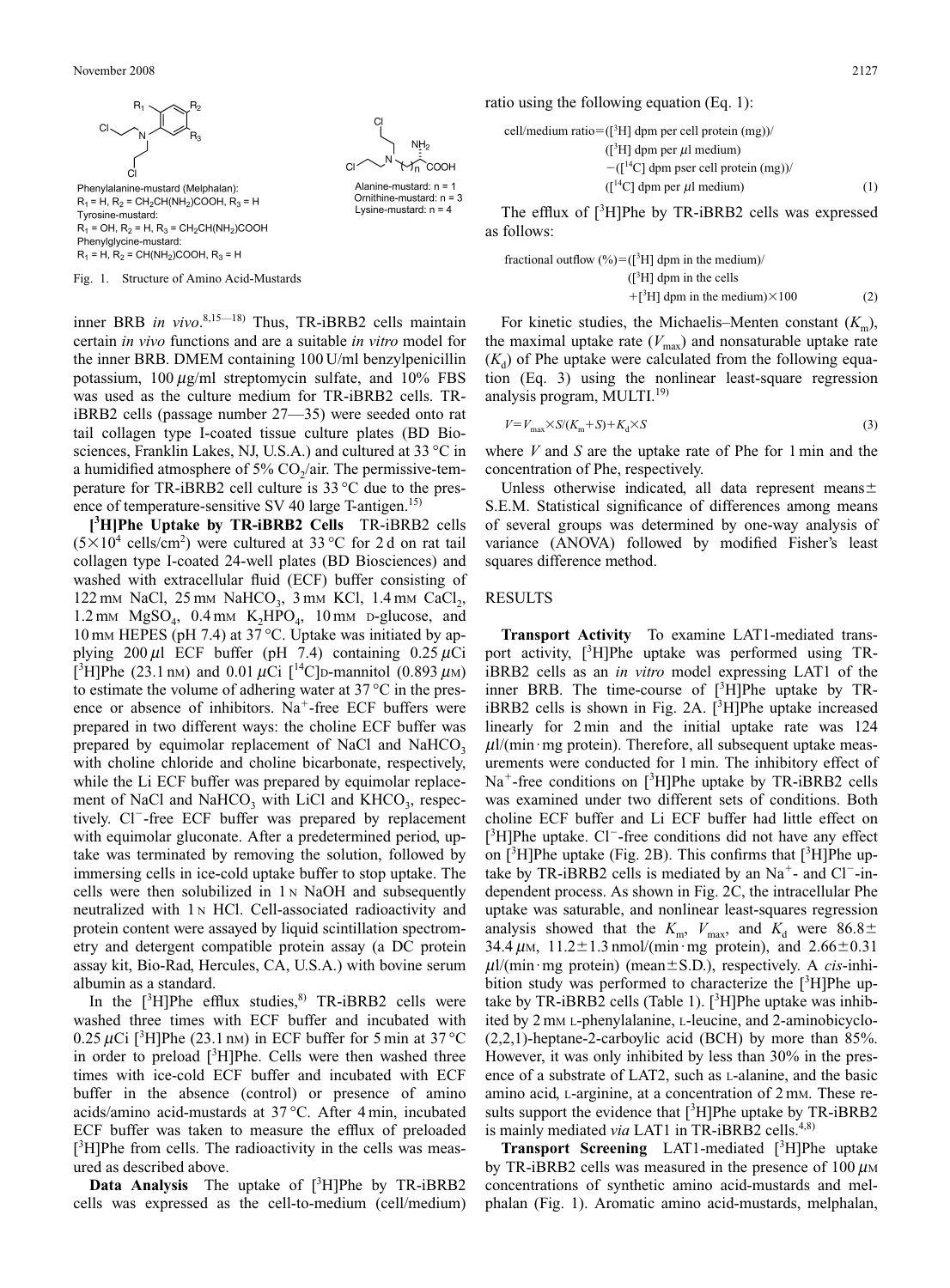Phenylalanine-mustard (Melphalan):
$R_1$ = H, $R_2$ = $CH_2CH(NH_2)COOH$, $R_3$ = H
Tyrosine-mustard:
$R_1$ = OH, $R_2$ = H, $R_3$ = $CH_2CH(NH_2)COOH$
Phenylglycine-mustard:
$R_1$ = H, $R_2$ = $CH(NH_2)COOH$, $R_3$ = H

Alanine-mustard: n = 1
Ornithine-mustard: n = 3
Lysine-mustard: n = 4

Fig. 1. Structure of Amino Acid-Mustards

inner BRB *in vivo*.[8,15—18] Thus, TR-iBRB2 cells maintain certain *in vivo* functions and are a suitable *in vitro* model for the inner BRB. DMEM containing 100 U/ml benzylpenicillin potassium, 100 $\mu$g/ml streptomycin sulfate, and 10% FBS was used as the culture medium for TR-iBRB2 cells. TR-iBRB2 cells (passage number 27—35) were seeded onto rat tail collagen type I-coated tissue culture plates (BD Biosciences, Franklin Lakes, NJ, U.S.A.) and cultured at 33 °C in a humidified atmosphere of 5% $CO_2$/air. The permissive-temperature for TR-iBRB2 cell culture is 33 °C due to the presence of temperature-sensitive SV 40 large T-antigen.[15)]

**[$^3$H]Phe Uptake by TR-iBRB2 Cells** TR-iBRB2 cells ($5\times10^4$ cells/cm$^2$) were cultured at 33 °C for 2 d on rat tail collagen type I-coated 24-well plates (BD Biosciences) and washed with extracellular fluid (ECF) buffer consisting of 122 mM NaCl, 25 mM $NaHCO_3$, 3 mM KCl, 1.4 mM $CaCl_2$, 1.2 mM $MgSO_4$, 0.4 mM $K_2HPO_4$, 10 mM D-glucose, and 10 mM HEPES (pH 7.4) at 37 °C. Uptake was initiated by applying 200 $\mu$l ECF buffer (pH 7.4) containing 0.25 $\mu$Ci [$^3$H]Phe (23.1 nM) and 0.01 $\mu$Ci [$^{14}$C]D-mannitol (0.893 $\mu$M) to estimate the volume of adhering water at 37 °C in the presence or absence of inhibitors. $Na^+$-free ECF buffers were prepared in two different ways: the choline ECF buffer was prepared by equimolar replacement of NaCl and $NaHCO_3$ with choline chloride and choline bicarbonate, respectively, while the Li ECF buffer was prepared by equimolar replacement of NaCl and $NaHCO_3$ with LiCl and $KHCO_3$, respectively. $Cl^-$-free ECF buffer was prepared by replacement with equimolar gluconate. After a predetermined period, uptake was terminated by removing the solution, followed by immersing cells in ice-cold uptake buffer to stop uptake. The cells were then solubilized in 1 N NaOH and subsequently neutralized with 1 N HCl. Cell-associated radioactivity and protein content were assayed by liquid scintillation spectrometry and detergent compatible protein assay (a DC protein assay kit, Bio-Rad, Hercules, CA, U.S.A.) with bovine serum albumin as a standard.

In the [$^3$H]Phe efflux studies,[8)] TR-iBRB2 cells were washed three times with ECF buffer and incubated with 0.25 $\mu$Ci [$^3$H]Phe (23.1 nM) in ECF buffer for 5 min at 37 °C in order to preload [$^3$H]Phe. Cells were then washed three times with ice-cold ECF buffer and incubated with ECF buffer in the absence (control) or presence of amino acids/amino acid-mustards at 37 °C. After 4 min, incubated ECF buffer was taken to measure the efflux of preloaded [$^3$H]Phe from cells. The radioactivity in the cells was measured as described above.

**Data Analysis** The uptake of [$^3$H]Phe by TR-iBRB2 cells was expressed as the cell-to-medium (cell/medium) ratio using the following equation (Eq. 1):

$$\text{cell/medium ratio} = ([^3\text{H}]\ \text{dpm per cell protein (mg)})/([^3\text{H}]\ \text{dpm per}\ \mu\text{l medium}) - ([^{14}\text{C}]\ \text{dpm pser cell protein (mg)})/([^{14}\text{C}]\ \text{dpm per}\ \mu\text{l medium}) \quad (1)$$

The efflux of [$^3$H]Phe by TR-iBRB2 cells was expressed as follows:

$$\text{fractional outflow (\%)} = ([^3\text{H}]\ \text{dpm in the medium})/([^3\text{H}]\ \text{dpm in the cells} + [^3\text{H}]\ \text{dpm in the medium}) \times 100 \quad (2)$$

For kinetic studies, the Michaelis–Menten constant ($K_m$), the maximal uptake rate ($V_{max}$) and nonsaturable uptake rate ($K_d$) of Phe uptake were calculated from the following equation (Eq. 3) using the nonlinear least-square regression analysis program, MULTI.[19)]

$$V = V_{max} \times S/(K_m + S) + K_d \times S \quad (3)$$

where $V$ and $S$ are the uptake rate of Phe for 1 min and the concentration of Phe, respectively.

Unless otherwise indicated, all data represent means$\pm$S.E.M. Statistical significance of differences among means of several groups was determined by one-way analysis of variance (ANOVA) followed by modified Fisher's least squares difference method.

## RESULTS

**Transport Activity** To examine LAT1-mediated transport activity, [$^3$H]Phe uptake was performed using TR-iBRB2 cells as an *in vitro* model expressing LAT1 of the inner BRB. The time-course of [$^3$H]Phe uptake by TR-iBRB2 cells is shown in Fig. 2A. [$^3$H]Phe uptake increased linearly for 2 min and the initial uptake rate was 124 $\mu$l/(min·mg protein). Therefore, all subsequent uptake measurements were conducted for 1 min. The inhibitory effect of $Na^+$-free conditions on [$^3$H]Phe uptake by TR-iBRB2 cells was examined under two different sets of conditions. Both choline ECF buffer and Li ECF buffer had little effect on [$^3$H]Phe uptake. $Cl^-$-free conditions did not have any effect on [$^3$H]Phe uptake (Fig. 2B). This confirms that [$^3$H]Phe uptake by TR-iBRB2 cells is mediated by an $Na^+$- and $Cl^-$-independent process. As shown in Fig. 2C, the intracellular Phe uptake was saturable, and nonlinear least-squares regression analysis showed that the $K_m$, $V_{max}$, and $K_d$ were 86.8$\pm$34.4 $\mu$M, 11.2$\pm$1.3 nmol/(min·mg protein), and 2.66$\pm$0.31 $\mu$l/(min·mg protein) (mean$\pm$S.D.), respectively. A *cis*-inhibition study was performed to characterize the [$^3$H]Phe uptake by TR-iBRB2 cells (Table 1). [$^3$H]Phe uptake was inhibited by 2 mM L-phenylalanine, L-leucine, and 2-aminobicyclo-(2,2,1)-heptane-2-carboxylic acid (BCH) by more than 85%. However, it was only inhibited by less than 30% in the presence of a substrate of LAT2, such as L-alanine, and the basic amino acid, L-arginine, at a concentration of 2 mM. These results support the evidence that [$^3$H]Phe uptake by TR-iBRB2 is mainly mediated *via* LAT1 in TR-iBRB2 cells.[4,8)]

**Transport Screening** LAT1-mediated [$^3$H]Phe uptake by TR-iBRB2 cells was measured in the presence of 100 $\mu$M concentrations of synthetic amino acid-mustards and melphalan (Fig. 1). Aromatic amino acid-mustards, melphalan,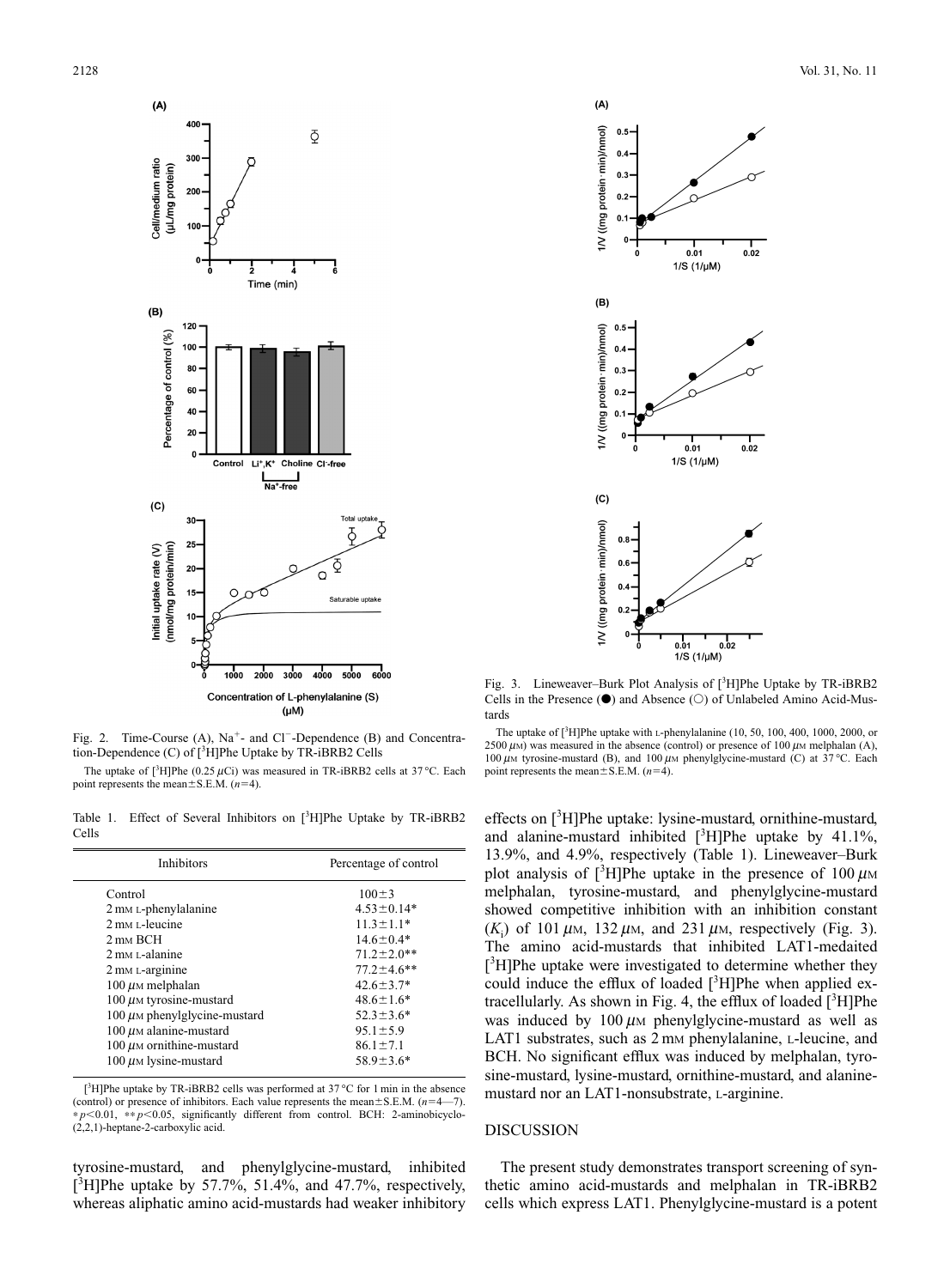Fig. 2. Time-Course (A), $Na^+$- and $Cl^-$-Dependence (B) and Concentration-Dependence (C) of [$^3$H]Phe Uptake by TR-iBRB2 Cells

The uptake of [$^3$H]Phe (0.25 $\mu$Ci) was measured in TR-iBRB2 cells at 37 °C. Each point represents the mean±S.E.M. ($n$=4).

Table 1. Effect of Several Inhibitors on [$^3$H]Phe Uptake by TR-iBRB2 Cells

| Inhibitors | Percentage of control |
|---|---|
| Control | 100±3 |
| 2 mM L-phenylalanine | 4.53±0.14* |
| 2 mM L-leucine | 11.3±1.1* |
| 2 mM BCH | 14.6±0.4* |
| 2 mM L-alanine | 71.2±2.0** |
| 2 mM L-arginine | 77.2±4.6** |
| 100 $\mu$M melphalan | 42.6±3.7* |
| 100 $\mu$M tyrosine-mustard | 48.6±1.6* |
| 100 $\mu$M phenylglycine-mustard | 52.3±3.6* |
| 100 $\mu$M alanine-mustard | 95.1±5.9 |
| 100 $\mu$M ornithine-mustard | 86.1±7.1 |
| 100 $\mu$M lysine-mustard | 58.9±3.6* |

[$^3$H]Phe uptake by TR-iBRB2 cells was performed at 37 °C for 1 min in the absence (control) or presence of inhibitors. Each value represents the mean±S.E.M. ($n$=4—7). * $p<0.01$, ** $p<0.05$, significantly different from control. BCH: 2-aminobicyclo-(2,2,1)-heptane-2-carboxylic acid.

tyrosine-mustard, and phenylglycine-mustard, inhibited [$^3$H]Phe uptake by 57.7%, 51.4%, and 47.7%, respectively, whereas aliphatic amino acid-mustards had weaker inhibitory effects on [$^3$H]Phe uptake: lysine-mustard, ornithine-mustard, and alanine-mustard inhibited [$^3$H]Phe uptake by 41.1%, 13.9%, and 4.9%, respectively (Table 1). Lineweaver–Burk plot analysis of [$^3$H]Phe uptake in the presence of 100 $\mu$M melphalan, tyrosine-mustard, and phenylglycine-mustard showed competitive inhibition with an inhibition constant ($K_i$) of 101 $\mu$M, 132 $\mu$M, and 231 $\mu$M, respectively (Fig. 3). The amino acid-mustards that inhibited LAT1-medaited [$^3$H]Phe uptake were investigated to determine whether they could induce the efflux of loaded [$^3$H]Phe when applied extracellularly. As shown in Fig. 4, the efflux of loaded [$^3$H]Phe was induced by 100 $\mu$M phenylglycine-mustard as well as LAT1 substrates, such as 2 mM phenylalanine, L-leucine, and BCH. No significant efflux was induced by melphalan, tyrosine-mustard, lysine-mustard, ornithine-mustard, and alanine-mustard nor an LAT1-nonsubstrate, L-arginine.

Fig. 3. Lineweaver–Burk Plot Analysis of [$^3$H]Phe Uptake by TR-iBRB2 Cells in the Presence (●) and Absence (○) of Unlabeled Amino Acid-Mustards

The uptake of [$^3$H]Phe uptake with L-phenylalanine (10, 50, 100, 400, 1000, 2000, or 2500 $\mu$M) was measured in the absence (control) or presence of 100 $\mu$M melphalan (A), 100 $\mu$M tyrosine-mustard (B), and 100 $\mu$M phenylglycine-mustard (C) at 37 °C. Each point represents the mean±S.E.M. ($n$=4).

## DISCUSSION

The present study demonstrates transport screening of synthetic amino acid-mustards and melphalan in TR-iBRB2 cells which express LAT1. Phenylglycine-mustard is a potent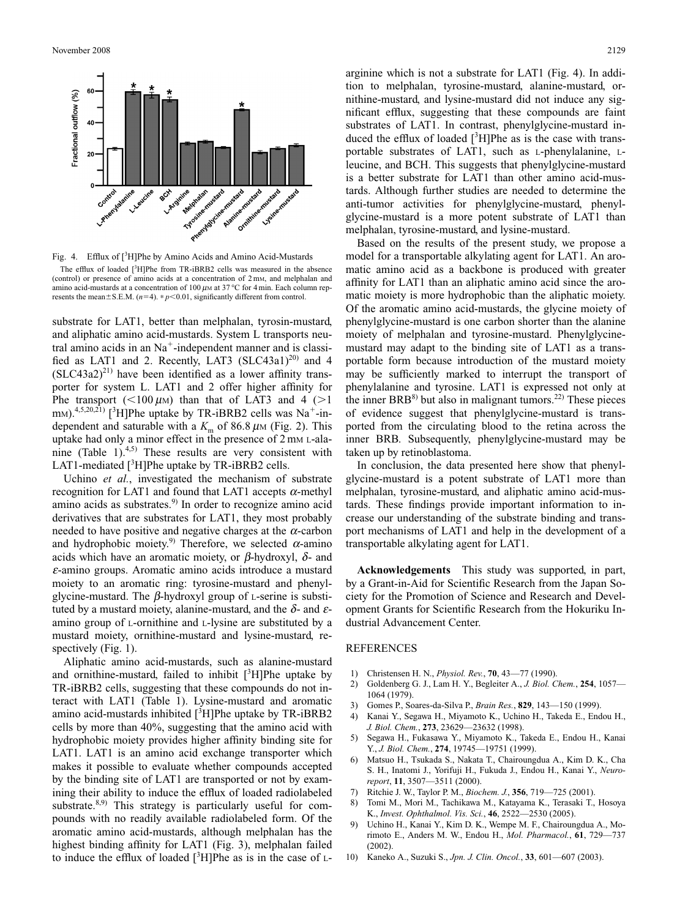Fig. 4. Efflux of [$^3$H]Phe by Amino Acids and Amino Acid-Mustards

The efflux of loaded [$^3$H]Phe from TR-iBRB2 cells was measured in the absence (control) or presence of amino acids at a concentration of 2 mM, and melphalan and amino acid-mustards at a concentration of 100 $\mu$M at 37 °C for 4 min. Each column represents the mean±S.E.M. ($n$=4). * $p$<0.01, significantly different from control.

substrate for LAT1, better than melphalan, tyrosin-mustard, and aliphatic amino acid-mustards. System L transports neutral amino acids in an $Na^+$-independent manner and is classified as LAT1 and 2. Recently, LAT3 (SLC43a1)[20] and 4 (SLC43a2)[21] have been identified as a lower affinity transporter for system L. LAT1 and 2 offer higher affinity for Phe transport (<100 $\mu$M) than that of LAT3 and 4 (>1 mM).[4,5,20,21] [$^3$H]Phe uptake by TR-iBRB2 cells was $Na^+$-independent and saturable with a $K_m$ of 86.8 $\mu$M (Fig. 2). This uptake had only a minor effect in the presence of 2 mM L-alanine (Table 1).[4,5] These results are very consistent with LAT1-mediated [$^3$H]Phe uptake by TR-iBRB2 cells.

Uchino *et al.*, investigated the mechanism of substrate recognition for LAT1 and found that LAT1 accepts $\alpha$-methyl amino acids as substrates.[9] In order to recognize amino acid derivatives that are substrates for LAT1, they most probably needed to have positive and negative charges at the $\alpha$-carbon and hydrophobic moiety.[9] Therefore, we selected $\alpha$-amino acids which have an aromatic moiety, or $\beta$-hydroxyl, $\delta$- and $\varepsilon$-amino groups. Aromatic amino acids introduce a mustard moiety to an aromatic ring: tyrosine-mustard and phenylglycine-mustard. The $\beta$-hydroxyl group of L-serine is substituted by a mustard moiety, alanine-mustard, and the $\delta$- and $\varepsilon$-amino group of L-ornithine and L-lysine are substituted by a mustard moiety, ornithine-mustard and lysine-mustard, respectively (Fig. 1).

Aliphatic amino acid-mustards, such as alanine-mustard and ornithine-mustard, failed to inhibit [$^3$H]Phe uptake by TR-iBRB2 cells, suggesting that these compounds do not interact with LAT1 (Table 1). Lysine-mustard and aromatic amino acid-mustards inhibited [$^3$H]Phe uptake by TR-iBRB2 cells by more than 40%, suggesting that the amino acid with hydrophobic moiety provides higher affinity binding site for LAT1. LAT1 is an amino acid exchange transporter which makes it possible to evaluate whether compounds accepted by the binding site of LAT1 are transported or not by examining their ability to induce the efflux of loaded radiolabeled substrate.[8,9] This strategy is particularly useful for compounds with no readily available radiolabeled form. Of the aromatic amino acid-mustards, although melphalan has the highest binding affinity for LAT1 (Fig. 3), melphalan failed to induce the efflux of loaded [$^3$H]Phe as is in the case of L-arginine which is not a substrate for LAT1 (Fig. 4). In addition to melphalan, tyrosine-mustard, alanine-mustard, ornithine-mustard, and lysine-mustard did not induce any significant efflux, suggesting that these compounds are faint substrates of LAT1. In contrast, phenylglycine-mustard induced the efflux of loaded [$^3$H]Phe as is the case with transportable substrates of LAT1, such as L-phenylalanine, L-leucine, and BCH. This suggests that phenylglycine-mustard is a better substrate for LAT1 than other amino acid-mustards. Although further studies are needed to determine the anti-tumor activities for phenylglycine-mustard, phenylglycine-mustard is a more potent substrate of LAT1 than melphalan, tyrosine-mustard, and lysine-mustard.

Based on the results of the present study, we propose a model for a transportable alkylating agent for LAT1. An aromatic amino acid as a backbone is produced with greater affinity for LAT1 than an aliphatic amino acid since the aromatic moiety is more hydrophobic than the aliphatic moiety. Of the aromatic amino acid-mustards, the glycine moiety of phenylglycine-mustard is one carbon shorter than the alanine moiety of melphalan and tyrosine-mustard. Phenylglycine-mustard may adapt to the binding site of LAT1 as a transportable form because introduction of the mustard moiety may be sufficiently marked to interrupt the transport of phenylalanine and tyrosine. LAT1 is expressed not only at the inner BRB[8] but also in malignant tumors.[22] These pieces of evidence suggest that phenylglycine-mustard is transported from the circulating blood to the retina across the inner BRB. Subsequently, phenylglycine-mustard may be taken up by retinoblastoma.

In conclusion, the data presented here show that phenylglycine-mustard is a potent substrate of LAT1 more than melphalan, tyrosine-mustard, and aliphatic amino acid-mustards. These findings provide important information to increase our understanding of the substrate binding and transport mechanisms of LAT1 and help in the development of a transportable alkylating agent for LAT1.

**Acknowledgements** This study was supported, in part, by a Grant-in-Aid for Scientific Research from the Japan Society for the Promotion of Science and Research and Development Grants for Scientific Research from the Hokuriku Industrial Advancement Center.

## REFERENCES

1) Christensen H. N., *Physiol. Rev.*, **70**, 43—77 (1990).
2) Goldenberg G. J., Lam H. Y., Begleiter A., *J. Biol. Chem.*, **254**, 1057—1064 (1979).
3) Gomes P., Soares-da-Silva P., *Brain Res.*, **829**, 143—150 (1999).
4) Kanai Y., Segawa H., Miyamoto K., Uchino H., Takeda E., Endou H., *J. Biol. Chem.*, **273**, 23629—23632 (1998).
5) Segawa H., Fukasawa Y., Miyamoto K., Takeda E., Endou H., Kanai Y., *J. Biol. Chem.*, **274**, 19745—19751 (1999).
6) Matsuo H., Tsukada S., Nakata T., Chairoungdua A., Kim D. K., Cha S. H., Inatomi J., Yorifuji H., Fukuda J., Endou H., Kanai Y., *Neuroreport*, **11**, 3507—3511 (2000).
7) Ritchie J. W., Taylor P. M., *Biochem. J.*, **356**, 719—725 (2001).
8) Tomi M., Mori M., Tachikawa M., Katayama K., Terasaki T., Hosoya K., *Invest. Ophthalmol. Vis. Sci.*, **46**, 2522—2530 (2005).
9) Uchino H., Kanai Y., Kim D. K., Wempe M. F., Chairoungdua A., Morimoto E., Anders M. W., Endou H., *Mol. Pharmacol.*, **61**, 729—737 (2002).
10) Kaneko A., Suzuki S., *Jpn. J. Clin. Oncol.*, **33**, 601—607 (2003).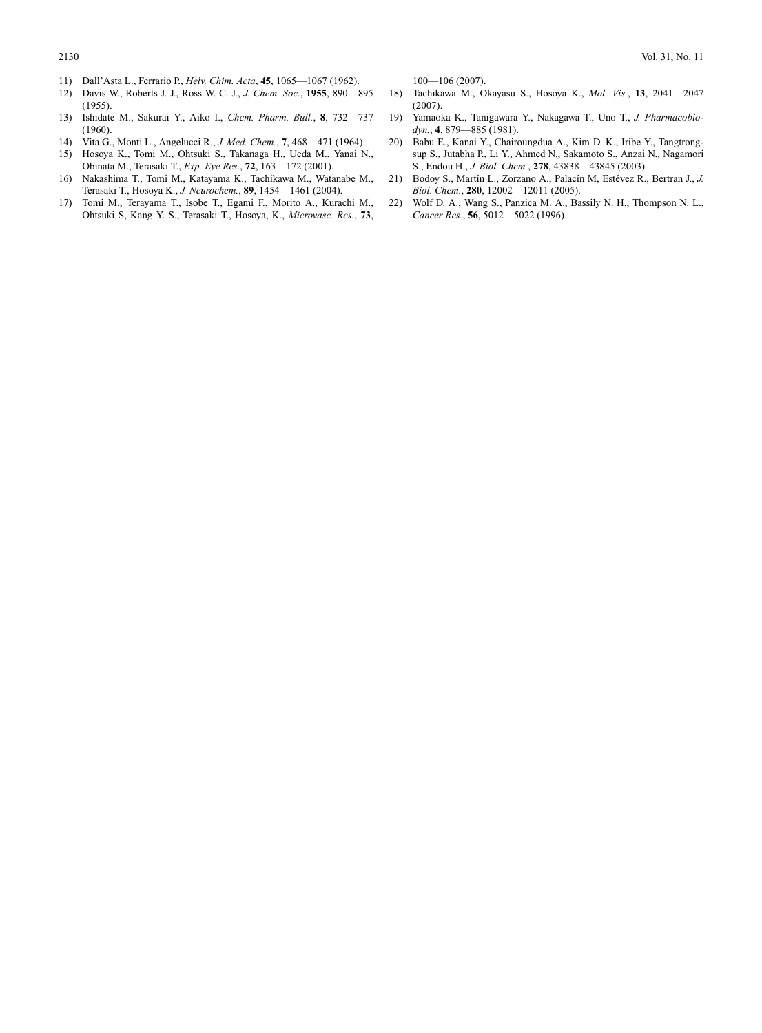11) Dall'Asta L., Ferrario P., *Helv. Chim. Acta*, **45**, 1065—1067 (1962).
12) Davis W., Roberts J. J., Ross W. C. J., *J. Chem. Soc.*, **1955**, 890—895 (1955).
13) Ishidate M., Sakurai Y., Aiko I., *Chem. Pharm. Bull.*, **8**, 732—737 (1960).
14) Vita G., Monti L., Angelucci R., *J. Med. Chem.*, **7**, 468—471 (1964).
15) Hosoya K., Tomi M., Ohtsuki S., Takanaga H., Ueda M., Yanai N., Obinata M., Terasaki T., *Exp. Eye Res.*, **72**, 163—172 (2001).
16) Nakashima T., Tomi M., Katayama K., Tachikawa M., Watanabe M., Terasaki T., Hosoya K., *J. Neurochem.*, **89**, 1454—1461 (2004).
17) Tomi M., Terayama T., Isobe T., Egami F., Morito A., Kurachi M., Ohtsuki S, Kang Y. S., Terasaki T., Hosoya, K., *Microvasc. Res.*, **73**, 100—106 (2007).
18) Tachikawa M., Okayasu S., Hosoya K., *Mol. Vis.*, **13**, 2041—2047 (2007).
19) Yamaoka K., Tanigawara Y., Nakagawa T., Uno T., *J. Pharmacobiodyn.*, **4**, 879—885 (1981).
20) Babu E., Kanai Y., Chairoungdua A., Kim D. K., Iribe Y., Tangtrongsup S., Jutabha P., Li Y., Ahmed N., Sakamoto S., Anzai N., Nagamori S., Endou H., *J. Biol. Chem.*, **278**, 43838—43845 (2003).
21) Bodoy S., Martín L., Zorzano A., Palacín M, Estévez R., Bertran J., *J. Biol. Chem.*, **280**, 12002—12011 (2005).
22) Wolf D. A., Wang S., Panzica M. A., Bassily N. H., Thompson N. L., *Cancer Res.*, **56**, 5012—5022 (1996).